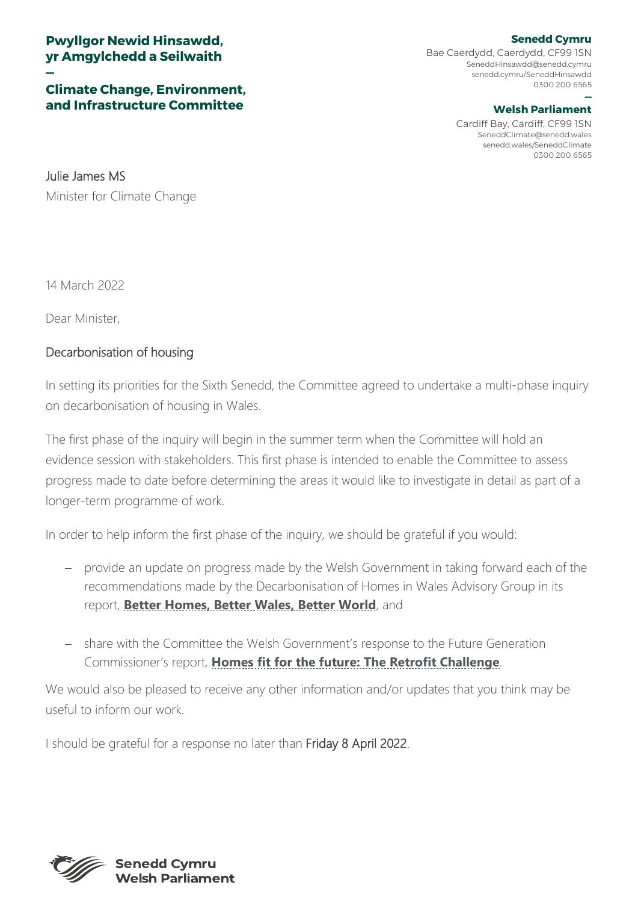**Pwyllgor Newid Hinsawdd, yr Amgylchedd a Seilwaith**

—

**Climate Change, Environment, and Infrastructure Committee**

**Senedd Cymru**
Bae Caerdydd, Caerdydd, CF99 1SN
SeneddHinsawdd@senedd.cymru
senedd.cymru/SeneddHinsawdd
0300 200 6565

—

**Welsh Parliament**
Cardiff Bay, Cardiff, CF99 1SN
SeneddClimate@senedd.wales
senedd.wales/SeneddClimate
0300 200 6565

Julie James MS
Minister for Climate Change

14 March 2022

Dear Minister,

## Decarbonisation of housing

In setting its priorities for the Sixth Senedd, the Committee agreed to undertake a multi-phase inquiry on decarbonisation of housing in Wales.

The first phase of the inquiry will begin in the summer term when the Committee will hold an evidence session with stakeholders. This first phase is intended to enable the Committee to assess progress made to date before determining the areas it would like to investigate in detail as part of a longer-term programme of work.

In order to help inform the first phase of the inquiry, we should be grateful if you would:

- provide an update on progress made by the Welsh Government in taking forward each of the recommendations made by the Decarbonisation of Homes in Wales Advisory Group in its report, **Better Homes, Better Wales, Better World**, and
- share with the Committee the Welsh Government's response to the Future Generation Commissioner's report, **Homes fit for the future: The Retrofit Challenge**.

We would also be pleased to receive any other information and/or updates that you think may be useful to inform our work.

I should be grateful for a response no later than Friday 8 April 2022.

**Senedd Cymru**
**Welsh Parliament**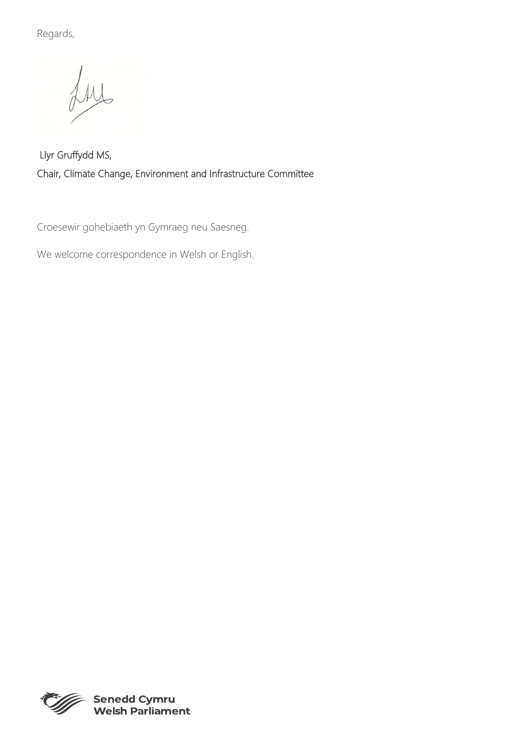Regards,

Llyr Gruffydd MS,

Chair, Climate Change, Environment and Infrastructure Committee

Croesewir gohebiaeth yn Gymraeg neu Saesneg.

We welcome correspondence in Welsh or English.

Senedd Cymru
Welsh Parliament